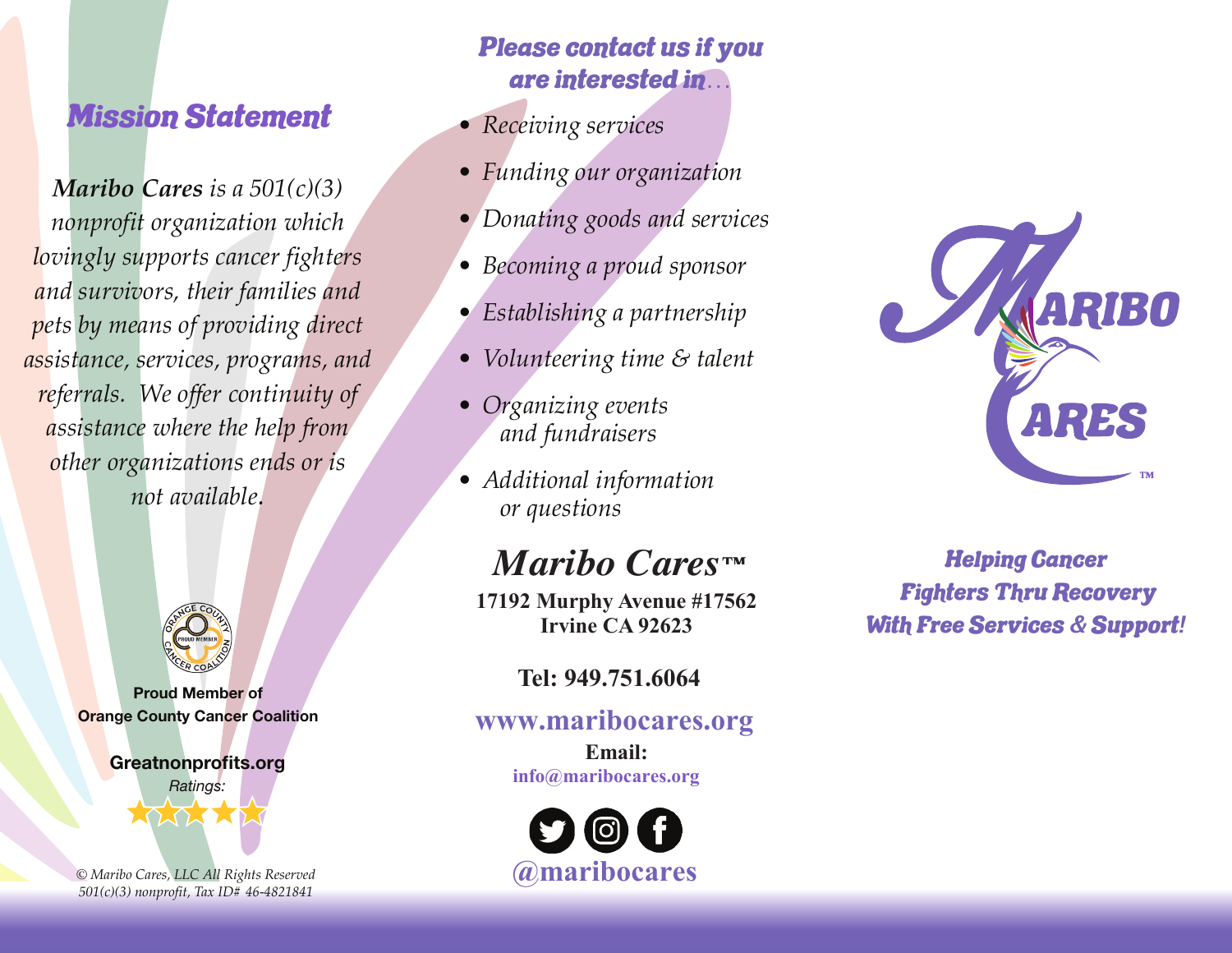## Mission Statement

***Maribo Cares*** *is a 501(c)(3) nonprofit organization which lovingly supports cancer fighters and survivors, their families and pets by means of providing direct assistance, services, programs, and referrals. We offer continuity of assistance where the help from other organizations ends or is not available.*

**Proud Member of Orange County Cancer Coalition**

**Greatnonprofits.org**

*Ratings:* ★★★★★

*© Maribo Cares, LLC All Rights Reserved*
*501(c)(3) nonprofit, Tax ID# 46-4821841*

## *Please contact us if you are interested in…*

- *Receiving services*
- *Funding our organization*
- *Donating goods and services*
- *Becoming a proud sponsor*
- *Establishing a partnership*
- *Volunteering time & talent*
- *Organizing events and fundraisers*
- *Additional information or questions*

## *Maribo Cares™*

**17192 Murphy Avenue #17562**
**Irvine CA 92623**

**Tel: 949.751.6064**

**www.maribocares.org**

**Email:**
**info@maribocares.org**

**@maribocares**

# MARIBO CARES™

***Helping Cancer Fighters Thru Recovery With Free Services & Support!***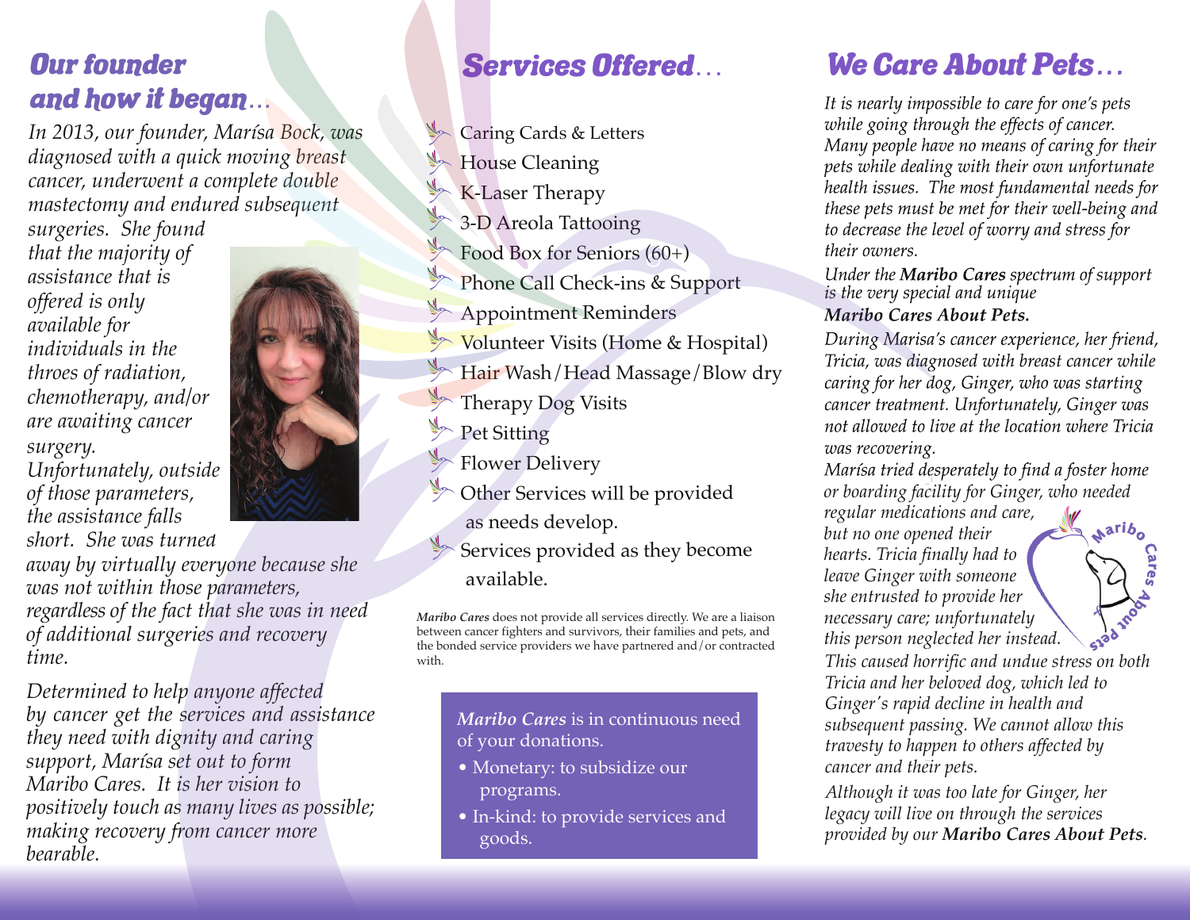## *Our founder and how it began…*

*In 2013, our founder, Marísa Bock, was diagnosed with a quick moving breast cancer, underwent a complete double mastectomy and endured subsequent surgeries. She found that the majority of assistance that is offered is only available for individuals in the throes of radiation, chemotherapy, and/or are awaiting cancer surgery. Unfortunately, outside of those parameters, the assistance falls short. She was turned away by virtually everyone because she was not within those parameters, regardless of the fact that she was in need of additional surgeries and recovery time.*

*Determined to help anyone affected by cancer get the services and assistance they need with dignity and caring support, Marísa set out to form Maribo Cares. It is her vision to positively touch as many lives as possible; making recovery from cancer more bearable.*

## *Services Offered…*

- Caring Cards & Letters
- House Cleaning
- K-Laser Therapy
- 3-D Areola Tattooing
- Food Box for Seniors (60+)
- Phone Call Check-ins & Support
- Appointment Reminders
- Volunteer Visits (Home & Hospital)
- Hair Wash/Head Massage/Blow dry
- Therapy Dog Visits
- Pet Sitting
- Flower Delivery
- Other Services will be provided as needs develop.
- Services provided as they become available.

***Maribo Cares*** does not provide all services directly. We are a liaison between cancer fighters and survivors, their families and pets, and the bonded service providers we have partnered and/or contracted with.

***Maribo Cares*** is in continuous need of your donations.

- Monetary: to subsidize our programs.
- In-kind: to provide services and goods.

## *We Care About Pets…*

*It is nearly impossible to care for one's pets while going through the effects of cancer. Many people have no means of caring for their pets while dealing with their own unfortunate health issues. The most fundamental needs for these pets must be met for their well-being and to decrease the level of worry and stress for their owners.*

*Under the* ***Maribo Cares*** *spectrum of support is the very special and unique*
***Maribo Cares About Pets.***

*During Marisa's cancer experience, her friend, Tricia, was diagnosed with breast cancer while caring for her dog, Ginger, who was starting cancer treatment. Unfortunately, Ginger was not allowed to live at the location where Tricia was recovering.*

*Marísa tried desperately to find a foster home or boarding facility for Ginger, who needed regular medications and care, but no one opened their hearts. Tricia finally had to leave Ginger with someone she entrusted to provide her necessary care; unfortunately this person neglected her instead. This caused horrific and undue stress on both Tricia and her beloved dog, which led to Ginger's rapid decline in health and subsequent passing. We cannot allow this travesty to happen to others affected by cancer and their pets.*

*Although it was too late for Ginger, her legacy will live on through the services provided by our* ***Maribo Cares About Pets****.*